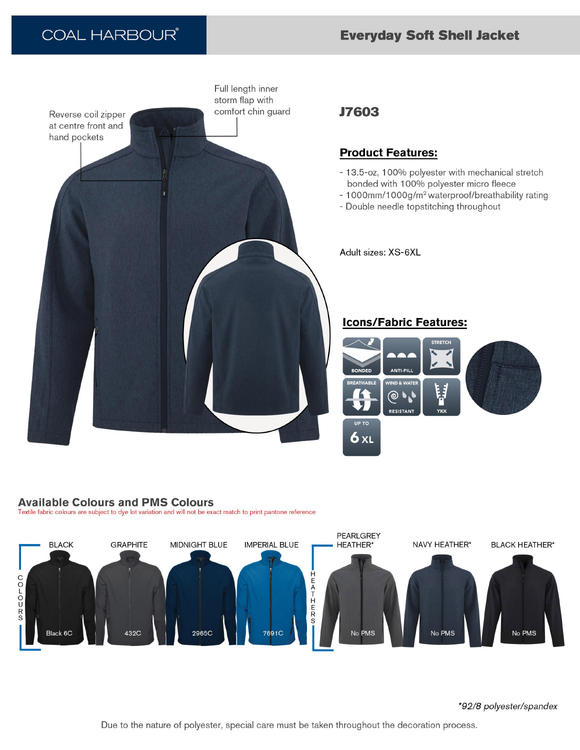# COAL HARBOUR®

## Everyday Soft Shell Jacket

Reverse coil zipper at centre front and hand pockets

Full length inner storm flap with comfort chin guard

## J7603

### Product Features:

- 13.5-oz, 100% polyester with mechanical stretch bonded with 100% polyester micro fleece
- 1000mm/1000g/m² waterproof/breathability rating
- Double needle topstitching throughout

Adult sizes: XS-6XL

### Icons/Fabric Features:

BONDED | ANTI-PILL | STRETCH | BREATHABLE | WIND & WATER RESISTANT | YKK | UP TO 6XL

## Available Colours and PMS Colours

Textile fabric colours are subject to dye lot variation and will not be exact match to print pantone reference

| | Colour | PMS |
|---|---|---|
| COLOURS | BLACK | Black 6C |
| | GRAPHITE | 432C |
| | MIDNIGHT BLUE | 2965C |
| | IMPERIAL BLUE | 7691C |
| HEATHERS | PEARLGREY HEATHER* | No PMS |
| | NAVY HEATHER* | No PMS |
| | BLACK HEATHER* | No PMS |

*92/8 polyester/spandex

Due to the nature of polyester, special care must be taken throughout the decoration process.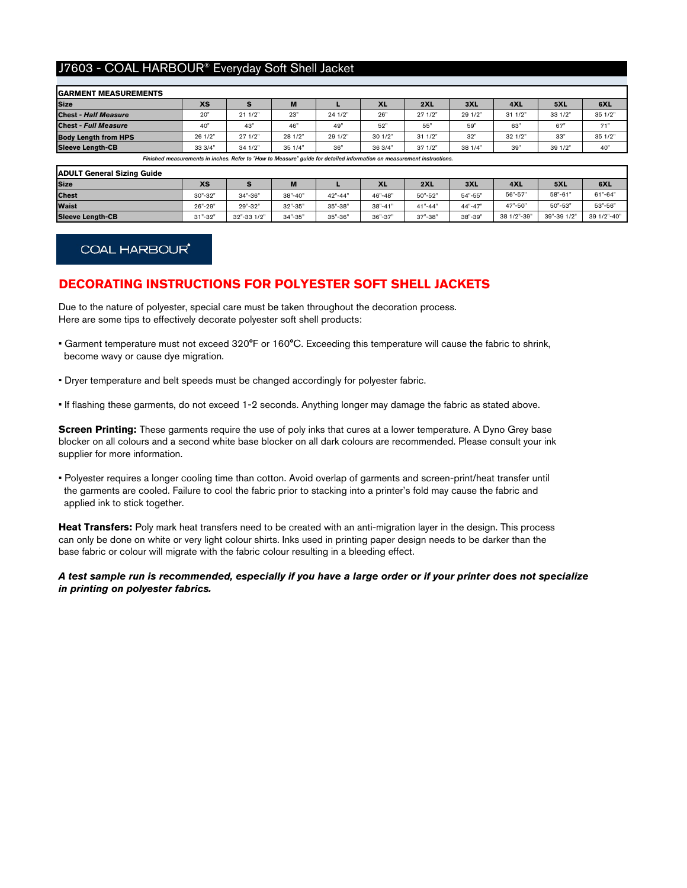# J7603 - COAL HARBOUR® Everyday Soft Shell Jacket

**GARMENT MEASUREMENTS**

| Size | XS | S | M | L | XL | 2XL | 3XL | 4XL | 5XL | 6XL |
|---|---|---|---|---|---|---|---|---|---|---|
| Chest - *Half Measure* | 20" | 21 1/2" | 23" | 24 1/2" | 26" | 27 1/2" | 29 1/2" | 31 1/2" | 33 1/2" | 35 1/2" |
| Chest - *Full Measure* | 40" | 43" | 46" | 49" | 52" | 55" | 59" | 63" | 67" | 71" |
| Body Length from HPS | 26 1/2" | 27 1/2" | 28 1/2" | 29 1/2" | 30 1/2" | 31 1/2" | 32" | 32 1/2" | 33" | 35 1/2" |
| Sleeve Length-CB | 33 3/4" | 34 1/2" | 35 1/4" | 36" | 36 3/4" | 37 1/2" | 38 1/4" | 39" | 39 1/2" | 40" |

*Finished measurements in inches. Refer to "How to Measure" guide for detailed information on measurement instructions.*

**ADULT General Sizing Guide**

| Size | XS | S | M | L | XL | 2XL | 3XL | 4XL | 5XL | 6XL |
|---|---|---|---|---|---|---|---|---|---|---|
| Chest | 30"-32" | 34"-36" | 38"-40" | 42"-44" | 46"-48" | 50"-52" | 54"-55" | 56"-57" | 58"-61" | 61"-64" |
| Waist | 26"-29" | 29"-32" | 32"-35" | 35"-38" | 38"-41" | 41"-44" | 44"-47" | 47"-50" | 50"-53" | 53"-56" |
| Sleeve Length-CB | 31"-32" | 32"-33 1/2" | 34"-35" | 35"-36" | 36"-37" | 37"-38" | 38"-39" | 38 1/2"-39" | 39"-39 1/2" | 39 1/2"-40" |

COAL HARBOUR®

## DECORATING INSTRUCTIONS FOR POLYESTER SOFT SHELL JACKETS

Due to the nature of polyester, special care must be taken throughout the decoration process.
Here are some tips to effectively decorate polyester soft shell products:

- Garment temperature must not exceed 320°F or 160°C. Exceeding this temperature will cause the fabric to shrink, become wavy or cause dye migration.
- Dryer temperature and belt speeds must be changed accordingly for polyester fabric.
- If flashing these garments, do not exceed 1-2 seconds. Anything longer may damage the fabric as stated above.

**Screen Printing:** These garments require the use of poly inks that cures at a lower temperature. A Dyno Grey base blocker on all colours and a second white base blocker on all dark colours are recommended. Please consult your ink supplier for more information.

- Polyester requires a longer cooling time than cotton. Avoid overlap of garments and screen-print/heat transfer until the garments are cooled. Failure to cool the fabric prior to stacking into a printer's fold may cause the fabric and applied ink to stick together.

**Heat Transfers:** Poly mark heat transfers need to be created with an anti-migration layer in the design. This process can only be done on white or very light colour shirts. Inks used in printing paper design needs to be darker than the base fabric or colour will migrate with the fabric colour resulting in a bleeding effect.

***A test sample run is recommended, especially if you have a large order or if your printer does not specialize in printing on polyester fabrics.***